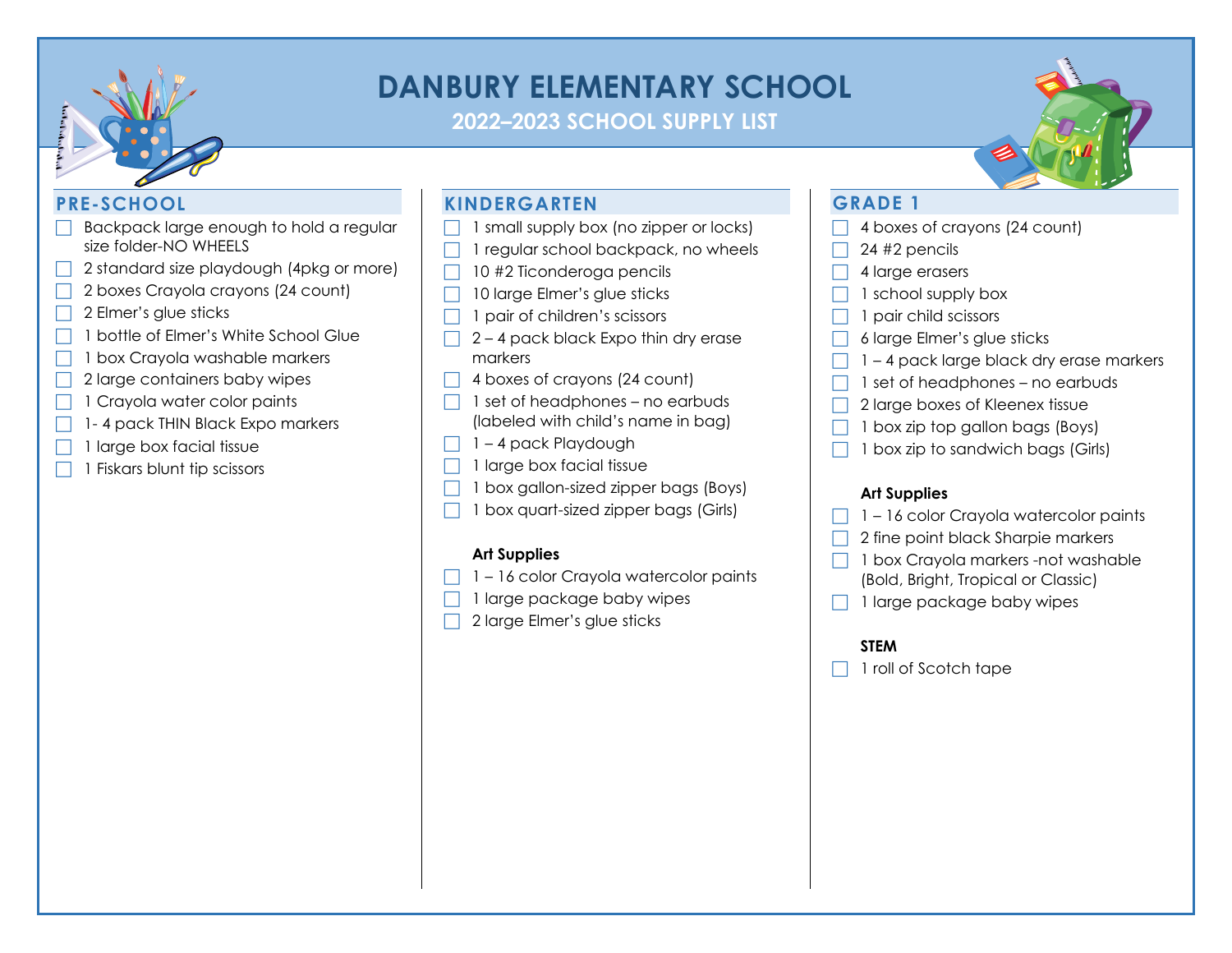# DANBURY ELEMENTARY SCHOOL

## 2022–2023 SCHOOL SUPPLY LIST

### PRE-SCHOOL

- [ ] Backpack large enough to hold a regular size folder-NO WHEELS
- [ ] 2 standard size playdough (4pkg or more)
- [ ] 2 boxes Crayola crayons (24 count)
- [ ] 2 Elmer's glue sticks
- [ ] 1 bottle of Elmer's White School Glue
- [ ] 1 box Crayola washable markers
- [ ] 2 large containers baby wipes
- [ ] 1 Crayola water color paints
- [ ] 1- 4 pack THIN Black Expo markers
- [ ] 1 large box facial tissue
- [ ] 1 Fiskars blunt tip scissors

### KINDERGARTEN

- [ ] 1 small supply box (no zipper or locks)
- [ ] 1 regular school backpack, no wheels
- [ ] 10 #2 Ticonderoga pencils
- [ ] 10 large Elmer's glue sticks
- [ ] 1 pair of children's scissors
- [ ] 2 – 4 pack black Expo thin dry erase markers
- [ ] 4 boxes of crayons (24 count)
- [ ] 1 set of headphones – no earbuds (labeled with child's name in bag)
- [ ] 1 – 4 pack Playdough
- [ ] 1 large box facial tissue
- [ ] 1 box gallon-sized zipper bags (Boys)
- [ ] 1 box quart-sized zipper bags (Girls)

**Art Supplies**

- [ ] 1 – 16 color Crayola watercolor paints
- [ ] 1 large package baby wipes
- [ ] 2 large Elmer's glue sticks

### GRADE 1

- [ ] 4 boxes of crayons (24 count)
- [ ] 24 #2 pencils
- [ ] 4 large erasers
- [ ] 1 school supply box
- [ ] 1 pair child scissors
- [ ] 6 large Elmer's glue sticks
- [ ] 1 – 4 pack large black dry erase markers
- [ ] 1 set of headphones – no earbuds
- [ ] 2 large boxes of Kleenex tissue
- [ ] 1 box zip top gallon bags (Boys)
- [ ] 1 box zip to sandwich bags (Girls)

**Art Supplies**

- [ ] 1 – 16 color Crayola watercolor paints
- [ ] 2 fine point black Sharpie markers
- [ ] 1 box Crayola markers -not washable (Bold, Bright, Tropical or Classic)
- [ ] 1 large package baby wipes

**STEM**

- [ ] 1 roll of Scotch tape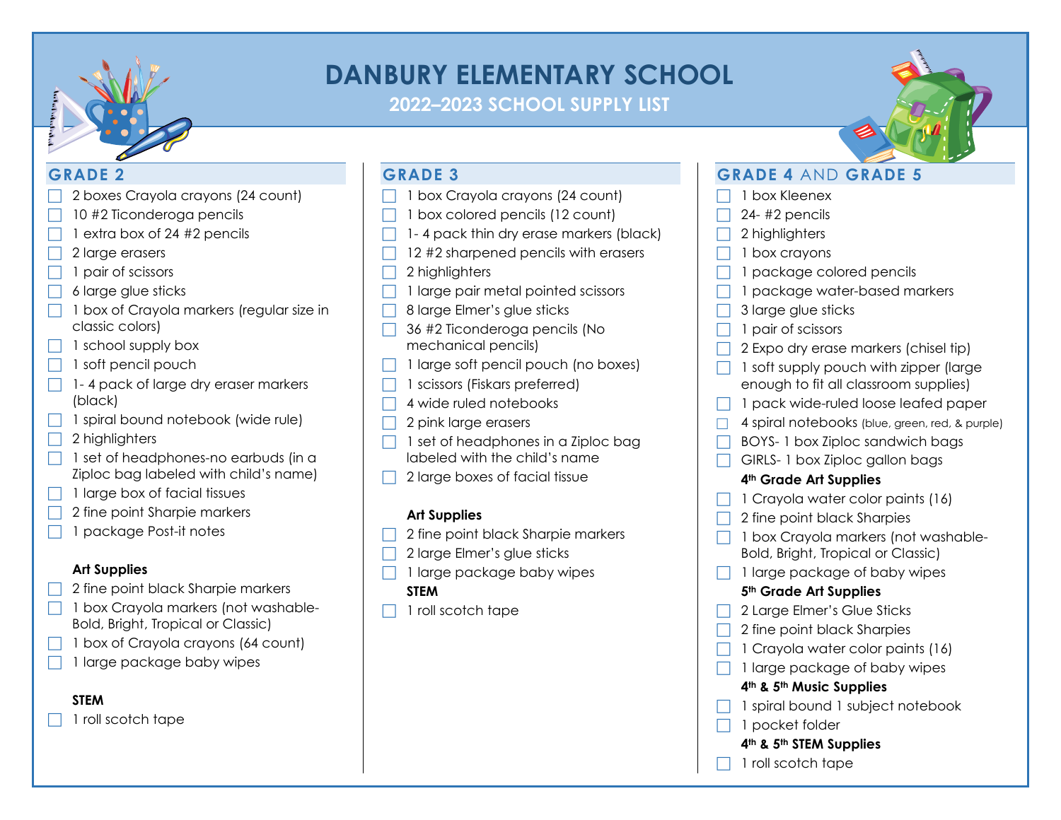# DANBURY ELEMENTARY SCHOOL

## 2022–2023 SCHOOL SUPPLY LIST

## GRADE 2

- [ ] 2 boxes Crayola crayons (24 count)
- [ ] 10 #2 Ticonderoga pencils
- [ ] 1 extra box of 24 #2 pencils
- [ ] 2 large erasers
- [ ] 1 pair of scissors
- [ ] 6 large glue sticks
- [ ] 1 box of Crayola markers (regular size in classic colors)
- [ ] 1 school supply box
- [ ] 1 soft pencil pouch
- [ ] 1- 4 pack of large dry eraser markers (black)
- [ ] 1 spiral bound notebook (wide rule)
- [ ] 2 highlighters
- [ ] 1 set of headphones-no earbuds (in a Ziploc bag labeled with child's name)
- [ ] 1 large box of facial tissues
- [ ] 2 fine point Sharpie markers
- [ ] 1 package Post-it notes

**Art Supplies**

- [ ] 2 fine point black Sharpie markers
- [ ] 1 box Crayola markers (not washable-Bold, Bright, Tropical or Classic)
- [ ] 1 box of Crayola crayons (64 count)
- [ ] 1 large package baby wipes

**STEM**

- [ ] 1 roll scotch tape

## GRADE 3

- [ ] 1 box Crayola crayons (24 count)
- [ ] 1 box colored pencils (12 count)
- [ ] 1- 4 pack thin dry erase markers (black)
- [ ] 12 #2 sharpened pencils with erasers
- [ ] 2 highlighters
- [ ] 1 large pair metal pointed scissors
- [ ] 8 large Elmer's glue sticks
- [ ] 36 #2 Ticonderoga pencils (No mechanical pencils)
- [ ] 1 large soft pencil pouch (no boxes)
- [ ] 1 scissors (Fiskars preferred)
- [ ] 4 wide ruled notebooks
- [ ] 2 pink large erasers
- [ ] 1 set of headphones in a Ziploc bag labeled with the child's name
- [ ] 2 large boxes of facial tissue

**Art Supplies**

- [ ] 2 fine point black Sharpie markers
- [ ] 2 large Elmer's glue sticks
- [ ] 1 large package baby wipes

**STEM**

- [ ] 1 roll scotch tape

## GRADE 4 AND GRADE 5

- [ ] 1 box Kleenex
- [ ] 24- #2 pencils
- [ ] 2 highlighters
- [ ] 1 box crayons
- [ ] 1 package colored pencils
- [ ] 1 package water-based markers
- [ ] 3 large glue sticks
- [ ] 1 pair of scissors
- [ ] 2 Expo dry erase markers (chisel tip)
- [ ] 1 soft supply pouch with zipper (large enough to fit all classroom supplies)
- [ ] 1 pack wide-ruled loose leafed paper
- [ ] 4 spiral notebooks (blue, green, red, & purple)
- [ ] BOYS- 1 box Ziploc sandwich bags
- [ ] GIRLS- 1 box Ziploc gallon bags

**4th Grade Art Supplies**

- [ ] 1 Crayola water color paints (16)
- [ ] 2 fine point black Sharpies
- [ ] 1 box Crayola markers (not washable-Bold, Bright, Tropical or Classic)
- [ ] 1 large package of baby wipes

**5th Grade Art Supplies**

- [ ] 2 Large Elmer's Glue Sticks
- [ ] 2 fine point black Sharpies
- [ ] 1 Crayola water color paints (16)
- [ ] 1 large package of baby wipes

**4th & 5th Music Supplies**

- [ ] 1 spiral bound 1 subject notebook
- [ ] 1 pocket folder

**4th & 5th STEM Supplies**

- [ ] 1 roll scotch tape